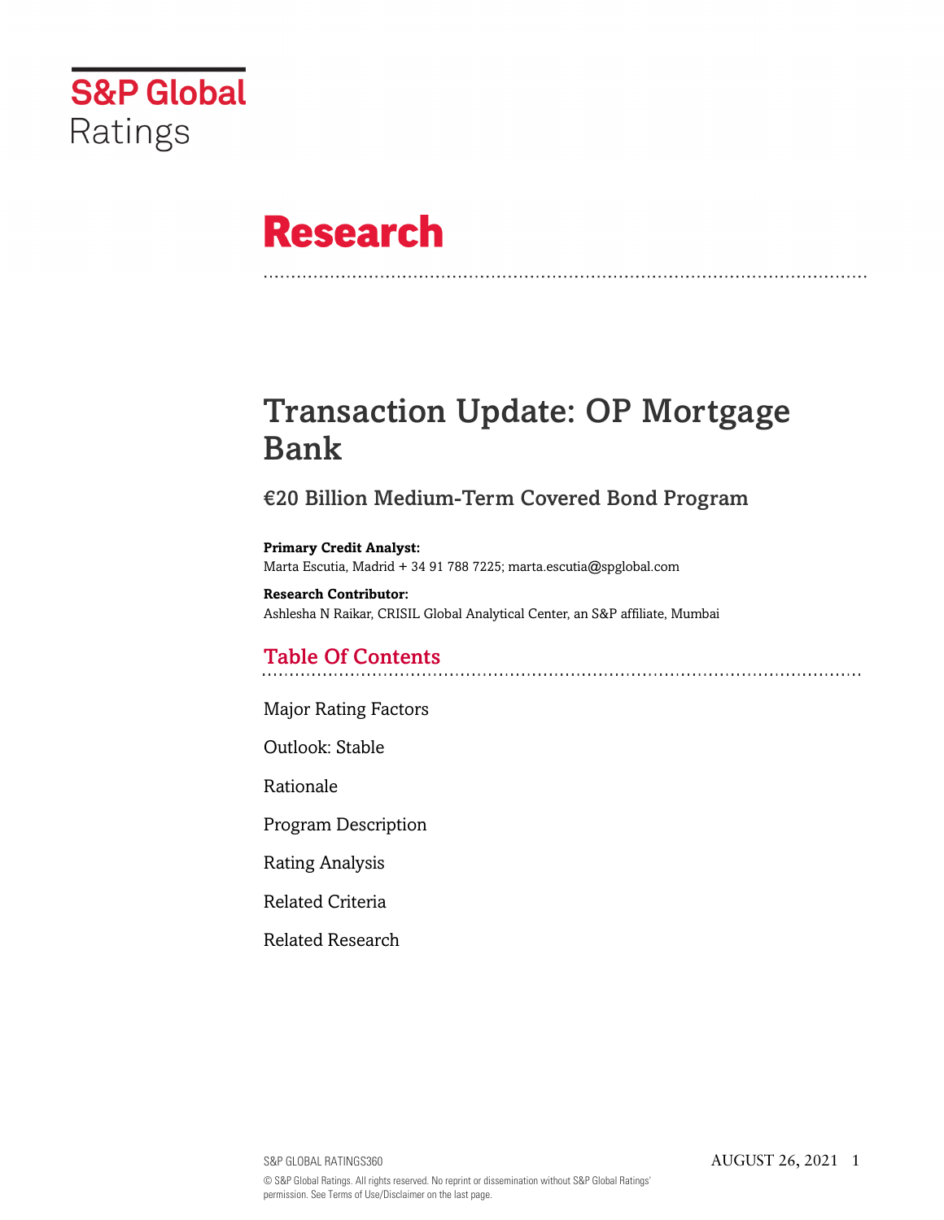S&P Global Ratings

# Research

# Transaction Update: OP Mortgage Bank

## €20 Billion Medium-Term Covered Bond Program

**Primary Credit Analyst:**
Marta Escutia, Madrid + 34 91 788 7225; marta.escutia@spglobal.com

**Research Contributor:**
Ashlesha N Raikar, CRISIL Global Analytical Center, an S&P affiliate, Mumbai

## Table Of Contents

Major Rating Factors

Outlook: Stable

Rationale

Program Description

Rating Analysis

Related Criteria

Related Research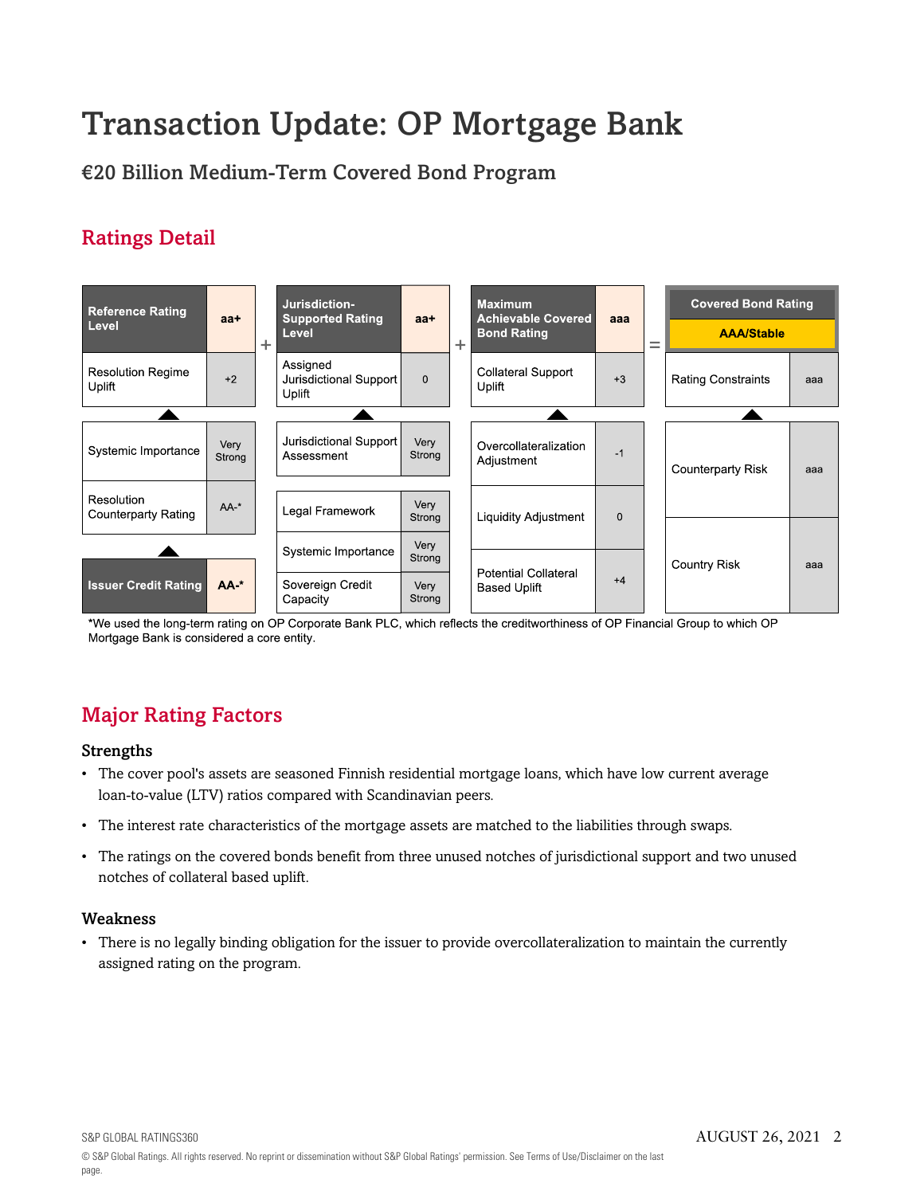# Transaction Update: OP Mortgage Bank

## €20 Billion Medium-Term Covered Bond Program

## Ratings Detail

| Reference Rating Level | aa+ |
|---|---|
| Resolution Regime Uplift | +2 |
| Systemic Importance | Very Strong |
| Resolution Counterparty Rating | AA-* |
| Issuer Credit Rating | AA-* |

+

| Jurisdiction-Supported Rating Level | aa+ |
|---|---|
| Assigned Jurisdictional Support Uplift | 0 |
| Jurisdictional Support Assessment | Very Strong |
| Legal Framework | Very Strong |
| Systemic Importance | Very Strong |
| Sovereign Credit Capacity | Very Strong |

+

| Maximum Achievable Covered Bond Rating | aaa |
|---|---|
| Collateral Support Uplift | +3 |
| Overcollateralization Adjustment | -1 |
| Liquidity Adjustment | 0 |
| Potential Collateral Based Uplift | +4 |

=

| Covered Bond Rating | AAA/Stable |
|---|---|
| Rating Constraints | aaa |
| Counterparty Risk | aaa |
| Country Risk | aaa |

*We used the long-term rating on OP Corporate Bank PLC, which reflects the creditworthiness of OP Financial Group to which OP Mortgage Bank is considered a core entity.

## Major Rating Factors

### Strengths

- The cover pool's assets are seasoned Finnish residential mortgage loans, which have low current average loan-to-value (LTV) ratios compared with Scandinavian peers.
- The interest rate characteristics of the mortgage assets are matched to the liabilities through swaps.
- The ratings on the covered bonds benefit from three unused notches of jurisdictional support and two unused notches of collateral based uplift.

### Weakness

- There is no legally binding obligation for the issuer to provide overcollateralization to maintain the currently assigned rating on the program.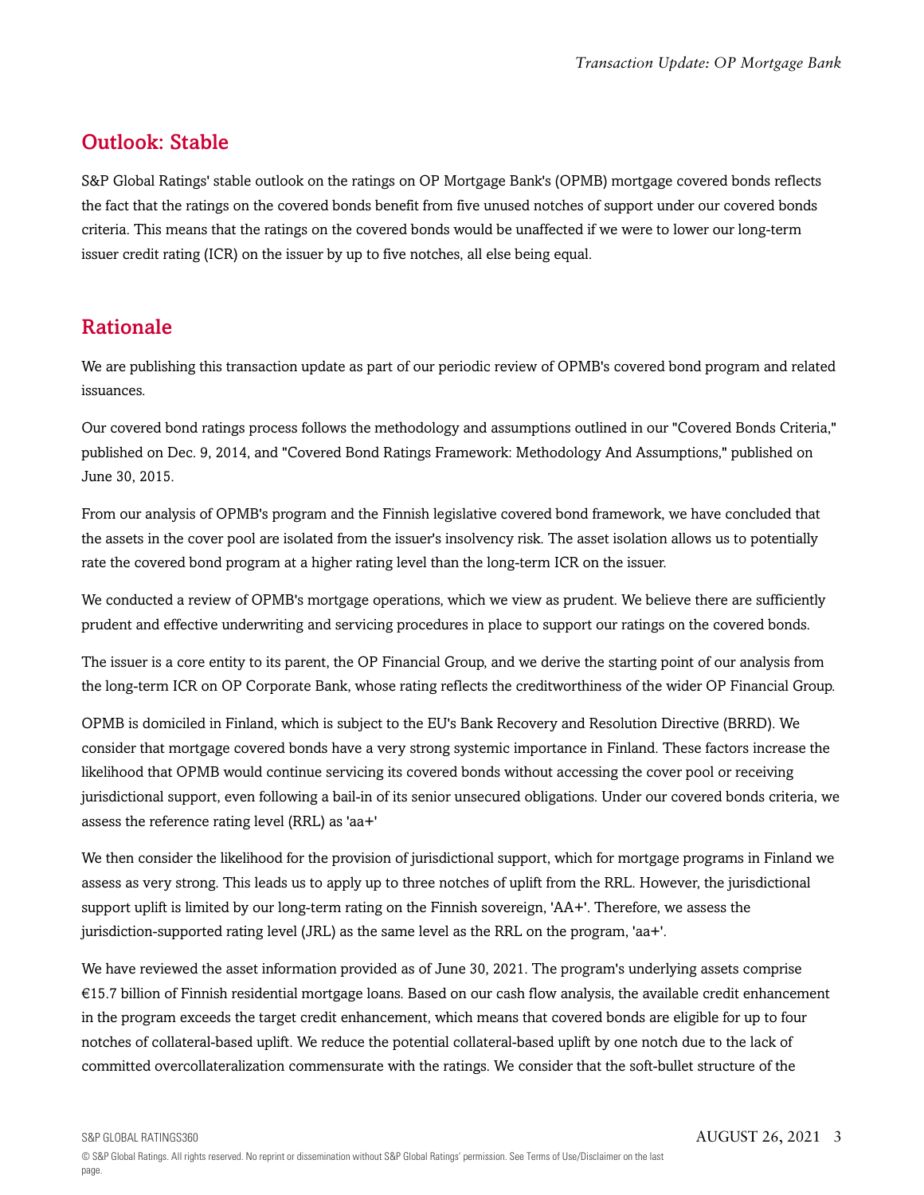## Outlook: Stable

S&P Global Ratings' stable outlook on the ratings on OP Mortgage Bank's (OPMB) mortgage covered bonds reflects the fact that the ratings on the covered bonds benefit from five unused notches of support under our covered bonds criteria. This means that the ratings on the covered bonds would be unaffected if we were to lower our long-term issuer credit rating (ICR) on the issuer by up to five notches, all else being equal.

## Rationale

We are publishing this transaction update as part of our periodic review of OPMB's covered bond program and related issuances.

Our covered bond ratings process follows the methodology and assumptions outlined in our "Covered Bonds Criteria," published on Dec. 9, 2014, and "Covered Bond Ratings Framework: Methodology And Assumptions," published on June 30, 2015.

From our analysis of OPMB's program and the Finnish legislative covered bond framework, we have concluded that the assets in the cover pool are isolated from the issuer's insolvency risk. The asset isolation allows us to potentially rate the covered bond program at a higher rating level than the long-term ICR on the issuer.

We conducted a review of OPMB's mortgage operations, which we view as prudent. We believe there are sufficiently prudent and effective underwriting and servicing procedures in place to support our ratings on the covered bonds.

The issuer is a core entity to its parent, the OP Financial Group, and we derive the starting point of our analysis from the long-term ICR on OP Corporate Bank, whose rating reflects the creditworthiness of the wider OP Financial Group.

OPMB is domiciled in Finland, which is subject to the EU's Bank Recovery and Resolution Directive (BRRD). We consider that mortgage covered bonds have a very strong systemic importance in Finland. These factors increase the likelihood that OPMB would continue servicing its covered bonds without accessing the cover pool or receiving jurisdictional support, even following a bail-in of its senior unsecured obligations. Under our covered bonds criteria, we assess the reference rating level (RRL) as 'aa+'

We then consider the likelihood for the provision of jurisdictional support, which for mortgage programs in Finland we assess as very strong. This leads us to apply up to three notches of uplift from the RRL. However, the jurisdictional support uplift is limited by our long-term rating on the Finnish sovereign, 'AA+'. Therefore, we assess the jurisdiction-supported rating level (JRL) as the same level as the RRL on the program, 'aa+'.

We have reviewed the asset information provided as of June 30, 2021. The program's underlying assets comprise €15.7 billion of Finnish residential mortgage loans. Based on our cash flow analysis, the available credit enhancement in the program exceeds the target credit enhancement, which means that covered bonds are eligible for up to four notches of collateral-based uplift. We reduce the potential collateral-based uplift by one notch due to the lack of committed overcollateralization commensurate with the ratings. We consider that the soft-bullet structure of the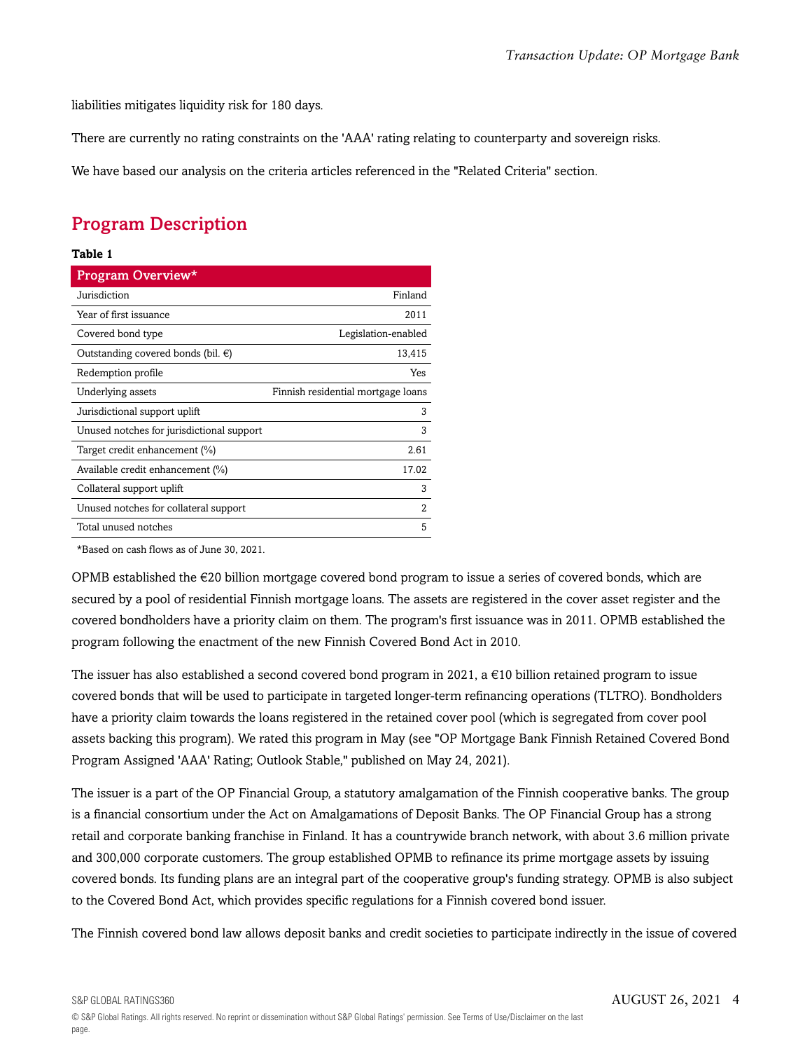liabilities mitigates liquidity risk for 180 days.

There are currently no rating constraints on the 'AAA' rating relating to counterparty and sovereign risks.

We have based our analysis on the criteria articles referenced in the "Related Criteria" section.

## Program Description

**Table 1**

| Program Overview* | |
|---|---|
| Jurisdiction | Finland |
| Year of first issuance | 2011 |
| Covered bond type | Legislation-enabled |
| Outstanding covered bonds (bil. €) | 13,415 |
| Redemption profile | Yes |
| Underlying assets | Finnish residential mortgage loans |
| Jurisdictional support uplift | 3 |
| Unused notches for jurisdictional support | 3 |
| Target credit enhancement (%) | 2.61 |
| Available credit enhancement (%) | 17.02 |
| Collateral support uplift | 3 |
| Unused notches for collateral support | 2 |
| Total unused notches | 5 |

*Based on cash flows as of June 30, 2021.

OPMB established the €20 billion mortgage covered bond program to issue a series of covered bonds, which are secured by a pool of residential Finnish mortgage loans. The assets are registered in the cover asset register and the covered bondholders have a priority claim on them. The program's first issuance was in 2011. OPMB established the program following the enactment of the new Finnish Covered Bond Act in 2010.

The issuer has also established a second covered bond program in 2021, a €10 billion retained program to issue covered bonds that will be used to participate in targeted longer-term refinancing operations (TLTRO). Bondholders have a priority claim towards the loans registered in the retained cover pool (which is segregated from cover pool assets backing this program). We rated this program in May (see "OP Mortgage Bank Finnish Retained Covered Bond Program Assigned 'AAA' Rating; Outlook Stable," published on May 24, 2021).

The issuer is a part of the OP Financial Group, a statutory amalgamation of the Finnish cooperative banks. The group is a financial consortium under the Act on Amalgamations of Deposit Banks. The OP Financial Group has a strong retail and corporate banking franchise in Finland. It has a countrywide branch network, with about 3.6 million private and 300,000 corporate customers. The group established OPMB to refinance its prime mortgage assets by issuing covered bonds. Its funding plans are an integral part of the cooperative group's funding strategy. OPMB is also subject to the Covered Bond Act, which provides specific regulations for a Finnish covered bond issuer.

The Finnish covered bond law allows deposit banks and credit societies to participate indirectly in the issue of covered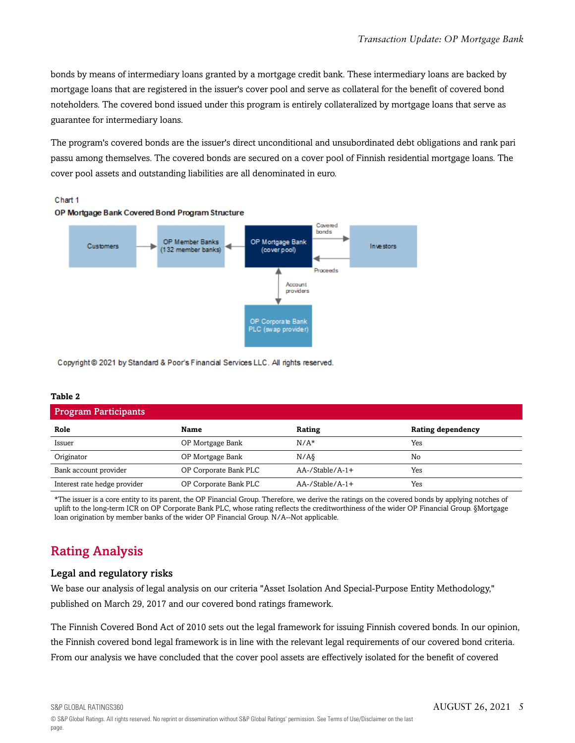bonds by means of intermediary loans granted by a mortgage credit bank. These intermediary loans are backed by mortgage loans that are registered in the issuer's cover pool and serve as collateral for the benefit of covered bond noteholders. The covered bond issued under this program is entirely collateralized by mortgage loans that serve as guarantee for intermediary loans.

The program's covered bonds are the issuer's direct unconditional and unsubordinated debt obligations and rank pari passu among themselves. The covered bonds are secured on a cover pool of Finnish residential mortgage loans. The cover pool assets and outstanding liabilities are all denominated in euro.

Chart 1

**OP Mortgage Bank Covered Bond Program Structure**

Customers → OP Member Banks (132 member banks) ← OP Mortgage Bank (cover pool) — Covered bonds → Investors; Investors — Proceeds → OP Mortgage Bank (cover pool); OP Mortgage Bank (cover pool) ↔ Account providers ↔ OP Corporate Bank PLC (swap provider)

Copyright © 2021 by Standard & Poor's Financial Services LLC. All rights reserved.

**Table 2**

**Program Participants**

| Role | Name | Rating | Rating dependency |
|---|---|---|---|
| Issuer | OP Mortgage Bank | N/A* | Yes |
| Originator | OP Mortgage Bank | N/A§ | No |
| Bank account provider | OP Corporate Bank PLC | AA-/Stable/A-1+ | Yes |
| Interest rate hedge provider | OP Corporate Bank PLC | AA-/Stable/A-1+ | Yes |

*The issuer is a core entity to its parent, the OP Financial Group. Therefore, we derive the ratings on the covered bonds by applying notches of uplift to the long-term ICR on OP Corporate Bank PLC, whose rating reflects the creditworthiness of the wider OP Financial Group. §Mortgage loan origination by member banks of the wider OP Financial Group. N/A--Not applicable.

# Rating Analysis

## Legal and regulatory risks

We base our analysis of legal analysis on our criteria "Asset Isolation And Special-Purpose Entity Methodology," published on March 29, 2017 and our covered bond ratings framework.

The Finnish Covered Bond Act of 2010 sets out the legal framework for issuing Finnish covered bonds. In our opinion, the Finnish covered bond legal framework is in line with the relevant legal requirements of our covered bond criteria. From our analysis we have concluded that the cover pool assets are effectively isolated for the benefit of covered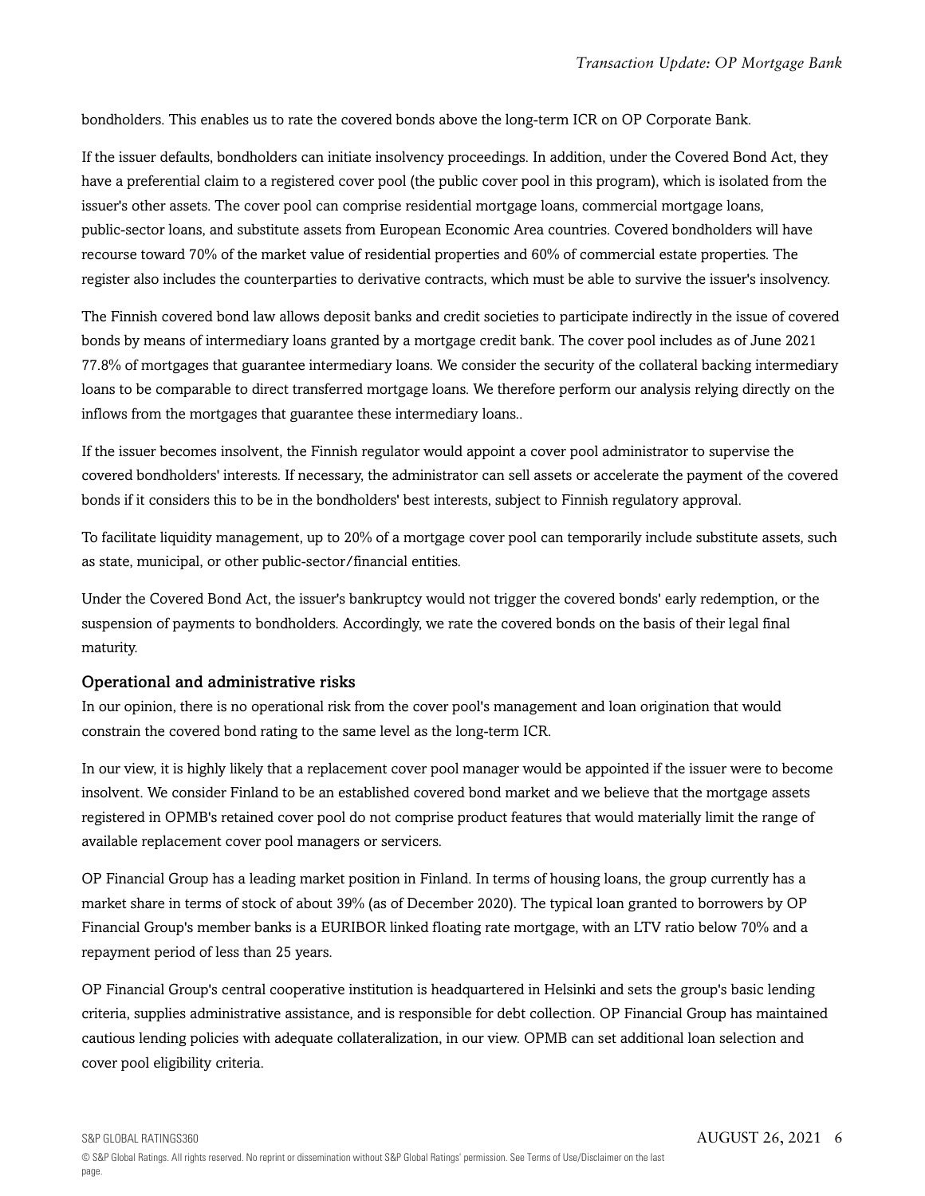bondholders. This enables us to rate the covered bonds above the long-term ICR on OP Corporate Bank.

If the issuer defaults, bondholders can initiate insolvency proceedings. In addition, under the Covered Bond Act, they have a preferential claim to a registered cover pool (the public cover pool in this program), which is isolated from the issuer's other assets. The cover pool can comprise residential mortgage loans, commercial mortgage loans, public-sector loans, and substitute assets from European Economic Area countries. Covered bondholders will have recourse toward 70% of the market value of residential properties and 60% of commercial estate properties. The register also includes the counterparties to derivative contracts, which must be able to survive the issuer's insolvency.

The Finnish covered bond law allows deposit banks and credit societies to participate indirectly in the issue of covered bonds by means of intermediary loans granted by a mortgage credit bank. The cover pool includes as of June 2021 77.8% of mortgages that guarantee intermediary loans. We consider the security of the collateral backing intermediary loans to be comparable to direct transferred mortgage loans. We therefore perform our analysis relying directly on the inflows from the mortgages that guarantee these intermediary loans..

If the issuer becomes insolvent, the Finnish regulator would appoint a cover pool administrator to supervise the covered bondholders' interests. If necessary, the administrator can sell assets or accelerate the payment of the covered bonds if it considers this to be in the bondholders' best interests, subject to Finnish regulatory approval.

To facilitate liquidity management, up to 20% of a mortgage cover pool can temporarily include substitute assets, such as state, municipal, or other public-sector/financial entities.

Under the Covered Bond Act, the issuer's bankruptcy would not trigger the covered bonds' early redemption, or the suspension of payments to bondholders. Accordingly, we rate the covered bonds on the basis of their legal final maturity.

### Operational and administrative risks

In our opinion, there is no operational risk from the cover pool's management and loan origination that would constrain the covered bond rating to the same level as the long-term ICR.

In our view, it is highly likely that a replacement cover pool manager would be appointed if the issuer were to become insolvent. We consider Finland to be an established covered bond market and we believe that the mortgage assets registered in OPMB's retained cover pool do not comprise product features that would materially limit the range of available replacement cover pool managers or servicers.

OP Financial Group has a leading market position in Finland. In terms of housing loans, the group currently has a market share in terms of stock of about 39% (as of December 2020). The typical loan granted to borrowers by OP Financial Group's member banks is a EURIBOR linked floating rate mortgage, with an LTV ratio below 70% and a repayment period of less than 25 years.

OP Financial Group's central cooperative institution is headquartered in Helsinki and sets the group's basic lending criteria, supplies administrative assistance, and is responsible for debt collection. OP Financial Group has maintained cautious lending policies with adequate collateralization, in our view. OPMB can set additional loan selection and cover pool eligibility criteria.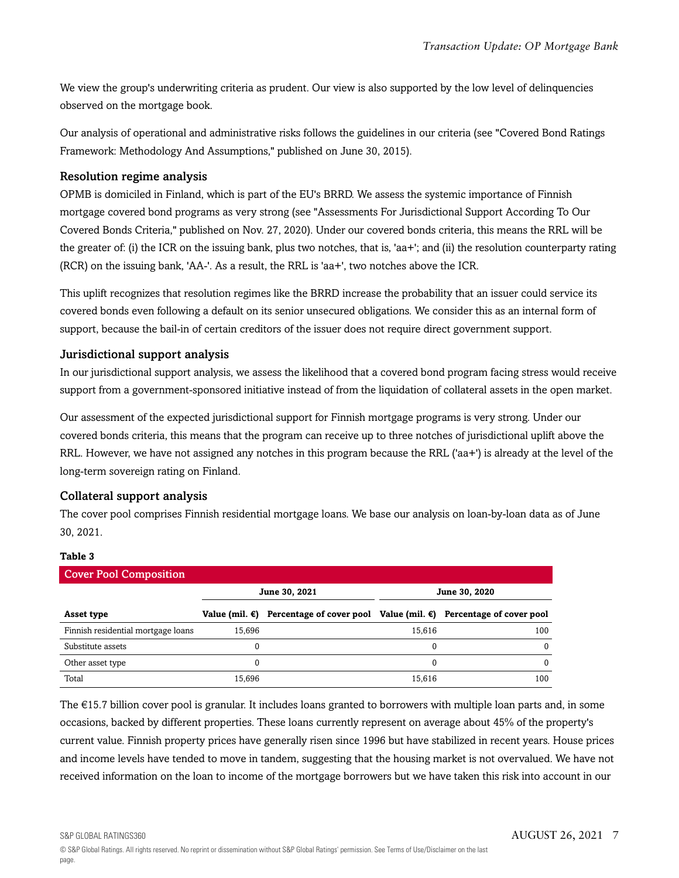We view the group's underwriting criteria as prudent. Our view is also supported by the low level of delinquencies observed on the mortgage book.

Our analysis of operational and administrative risks follows the guidelines in our criteria (see "Covered Bond Ratings Framework: Methodology And Assumptions," published on June 30, 2015).

### Resolution regime analysis

OPMB is domiciled in Finland, which is part of the EU's BRRD. We assess the systemic importance of Finnish mortgage covered bond programs as very strong (see "Assessments For Jurisdictional Support According To Our Covered Bonds Criteria," published on Nov. 27, 2020). Under our covered bonds criteria, this means the RRL will be the greater of: (i) the ICR on the issuing bank, plus two notches, that is, 'aa+'; and (ii) the resolution counterparty rating (RCR) on the issuing bank, 'AA-'. As a result, the RRL is 'aa+', two notches above the ICR.

This uplift recognizes that resolution regimes like the BRRD increase the probability that an issuer could service its covered bonds even following a default on its senior unsecured obligations. We consider this as an internal form of support, because the bail-in of certain creditors of the issuer does not require direct government support.

### Jurisdictional support analysis

In our jurisdictional support analysis, we assess the likelihood that a covered bond program facing stress would receive support from a government-sponsored initiative instead of from the liquidation of collateral assets in the open market.

Our assessment of the expected jurisdictional support for Finnish mortgage programs is very strong. Under our covered bonds criteria, this means that the program can receive up to three notches of jurisdictional uplift above the RRL. However, we have not assigned any notches in this program because the RRL ('aa+') is already at the level of the long-term sovereign rating on Finland.

### Collateral support analysis

The cover pool comprises Finnish residential mortgage loans. We base our analysis on loan-by-loan data as of June 30, 2021.

**Table 3**

**Cover Pool Composition**

| | June 30, 2021 | | June 30, 2020 | |
|---|---|---|---|---|
| **Asset type** | **Value (mil. €)** | **Percentage of cover pool** | **Value (mil. €)** | **Percentage of cover pool** |
| Finnish residential mortgage loans | 15,696 | | 15,616 | 100 |
| Substitute assets | 0 | | 0 | 0 |
| Other asset type | 0 | | 0 | 0 |
| Total | 15,696 | | 15,616 | 100 |

The €15.7 billion cover pool is granular. It includes loans granted to borrowers with multiple loan parts and, in some occasions, backed by different properties. These loans currently represent on average about 45% of the property's current value. Finnish property prices have generally risen since 1996 but have stabilized in recent years. House prices and income levels have tended to move in tandem, suggesting that the housing market is not overvalued. We have not received information on the loan to income of the mortgage borrowers but we have taken this risk into account in our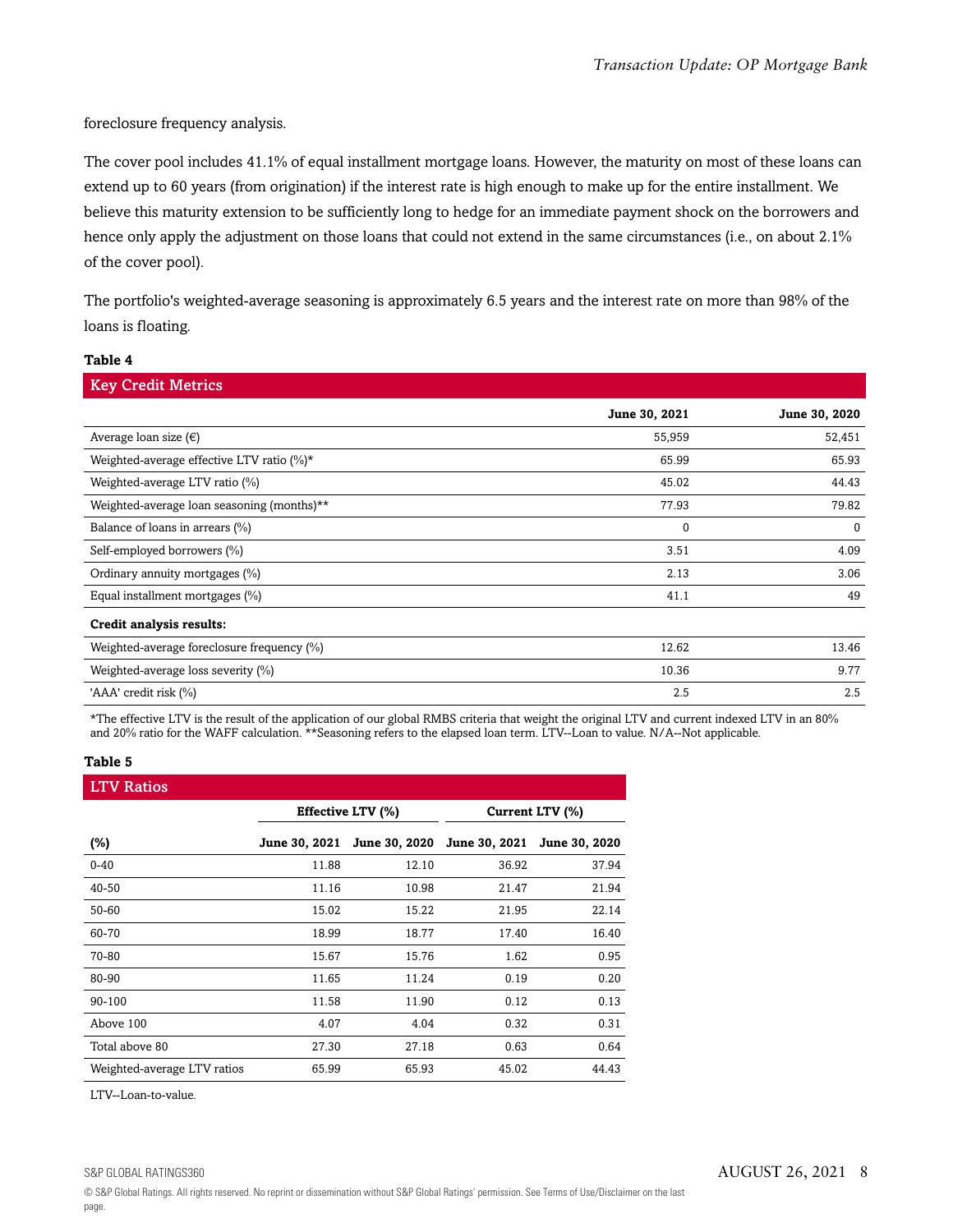foreclosure frequency analysis.

The cover pool includes 41.1% of equal installment mortgage loans. However, the maturity on most of these loans can extend up to 60 years (from origination) if the interest rate is high enough to make up for the entire installment. We believe this maturity extension to be sufficiently long to hedge for an immediate payment shock on the borrowers and hence only apply the adjustment on those loans that could not extend in the same circumstances (i.e., on about 2.1% of the cover pool).

The portfolio's weighted-average seasoning is approximately 6.5 years and the interest rate on more than 98% of the loans is floating.

**Table 4**

**Key Credit Metrics**

| | June 30, 2021 | June 30, 2020 |
|---|---|---|
| Average loan size (€) | 55,959 | 52,451 |
| Weighted-average effective LTV ratio (%)* | 65.99 | 65.93 |
| Weighted-average LTV ratio (%) | 45.02 | 44.43 |
| Weighted-average loan seasoning (months)** | 77.93 | 79.82 |
| Balance of loans in arrears (%) | 0 | 0 |
| Self-employed borrowers (%) | 3.51 | 4.09 |
| Ordinary annuity mortgages (%) | 2.13 | 3.06 |
| Equal installment mortgages (%) | 41.1 | 49 |
| **Credit analysis results:** | | |
| Weighted-average foreclosure frequency (%) | 12.62 | 13.46 |
| Weighted-average loss severity (%) | 10.36 | 9.77 |
| 'AAA' credit risk (%) | 2.5 | 2.5 |

*The effective LTV is the result of the application of our global RMBS criteria that weight the original LTV and current indexed LTV in an 80% and 20% ratio for the WAFF calculation. **Seasoning refers to the elapsed loan term. LTV--Loan to value. N/A--Not applicable.

**Table 5**

**LTV Ratios**

| | Effective LTV (%) | | Current LTV (%) | |
|---|---|---|---|---|
| (%) | June 30, 2021 | June 30, 2020 | June 30, 2021 | June 30, 2020 |
| 0-40 | 11.88 | 12.10 | 36.92 | 37.94 |
| 40-50 | 11.16 | 10.98 | 21.47 | 21.94 |
| 50-60 | 15.02 | 15.22 | 21.95 | 22.14 |
| 60-70 | 18.99 | 18.77 | 17.40 | 16.40 |
| 70-80 | 15.67 | 15.76 | 1.62 | 0.95 |
| 80-90 | 11.65 | 11.24 | 0.19 | 0.20 |
| 90-100 | 11.58 | 11.90 | 0.12 | 0.13 |
| Above 100 | 4.07 | 4.04 | 0.32 | 0.31 |
| Total above 80 | 27.30 | 27.18 | 0.63 | 0.64 |
| Weighted-average LTV ratios | 65.99 | 65.93 | 45.02 | 44.43 |

LTV--Loan-to-value.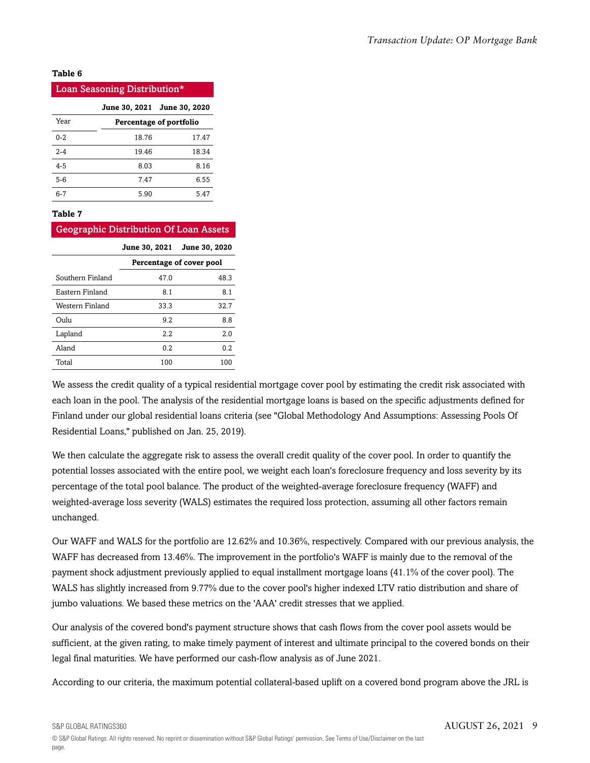**Table 6**

**Loan Seasoning Distribution***

| | June 30, 2021 | June 30, 2020 |
|---|---|---|
| Year | Percentage of portfolio | |
| 0-2 | 18.76 | 17.47 |
| 2-4 | 19.46 | 18.34 |
| 4-5 | 8.03 | 8.16 |
| 5-6 | 7.47 | 6.55 |
| 6-7 | 5.90 | 5.47 |

**Table 7**

**Geographic Distribution Of Loan Assets**

| | June 30, 2021 | June 30, 2020 |
|---|---|---|
| | Percentage of cover pool | |
| Southern Finland | 47.0 | 48.3 |
| Eastern Finland | 8.1 | 8.1 |
| Western Finland | 33.3 | 32.7 |
| Oulu | 9.2 | 8.8 |
| Lapland | 2.2 | 2.0 |
| Aland | 0.2 | 0.2 |
| Total | 100 | 100 |

We assess the credit quality of a typical residential mortgage cover pool by estimating the credit risk associated with each loan in the pool. The analysis of the residential mortgage loans is based on the specific adjustments defined for Finland under our global residential loans criteria (see "Global Methodology And Assumptions: Assessing Pools Of Residential Loans," published on Jan. 25, 2019).

We then calculate the aggregate risk to assess the overall credit quality of the cover pool. In order to quantify the potential losses associated with the entire pool, we weight each loan's foreclosure frequency and loss severity by its percentage of the total pool balance. The product of the weighted-average foreclosure frequency (WAFF) and weighted-average loss severity (WALS) estimates the required loss protection, assuming all other factors remain unchanged.

Our WAFF and WALS for the portfolio are 12.62% and 10.36%, respectively. Compared with our previous analysis, the WAFF has decreased from 13.46%. The improvement in the portfolio's WAFF is mainly due to the removal of the payment shock adjustment previously applied to equal installment mortgage loans (41.1% of the cover pool). The WALS has slightly increased from 9.77% due to the cover pool's higher indexed LTV ratio distribution and share of jumbo valuations. We based these metrics on the 'AAA' credit stresses that we applied.

Our analysis of the covered bond's payment structure shows that cash flows from the cover pool assets would be sufficient, at the given rating, to make timely payment of interest and ultimate principal to the covered bonds on their legal final maturities. We have performed our cash-flow analysis as of June 2021.

According to our criteria, the maximum potential collateral-based uplift on a covered bond program above the JRL is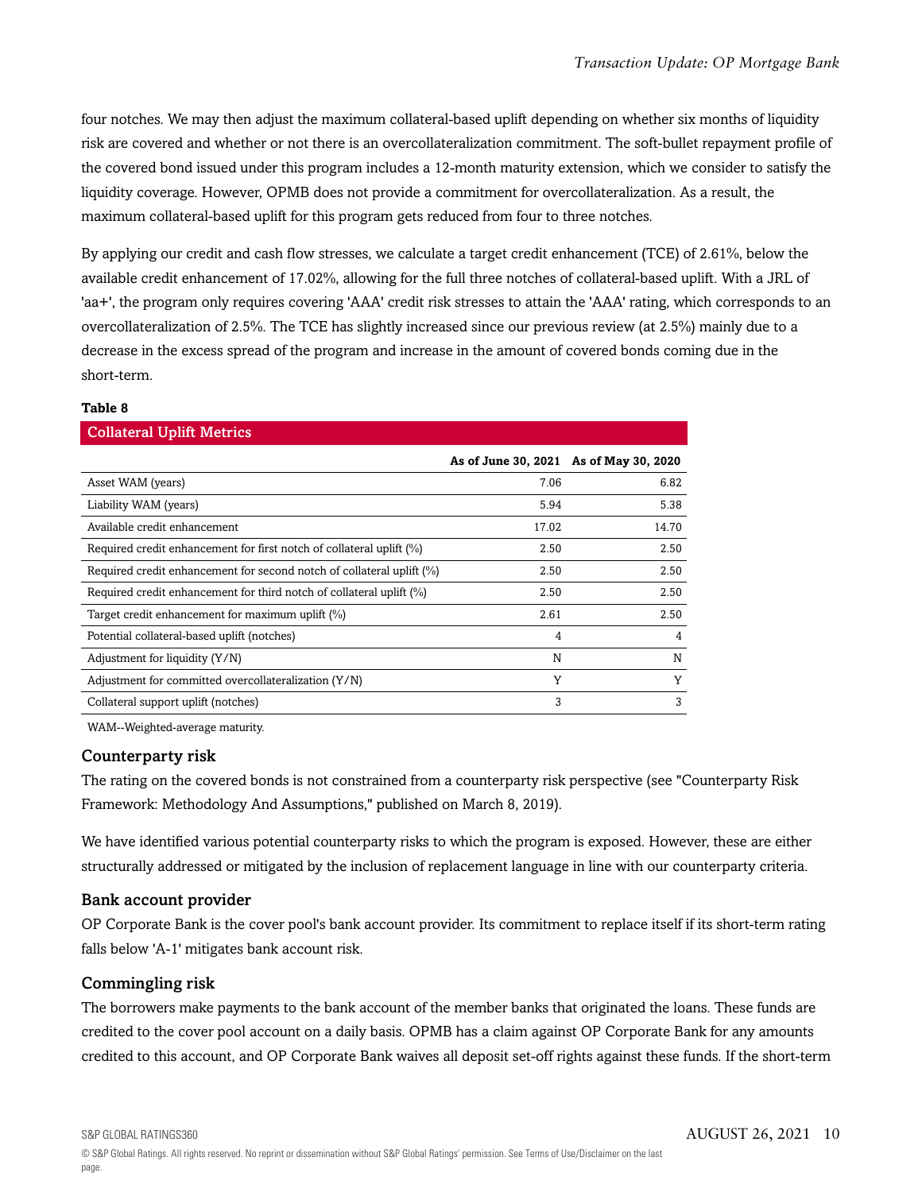four notches. We may then adjust the maximum collateral-based uplift depending on whether six months of liquidity risk are covered and whether or not there is an overcollateralization commitment. The soft-bullet repayment profile of the covered bond issued under this program includes a 12-month maturity extension, which we consider to satisfy the liquidity coverage. However, OPMB does not provide a commitment for overcollateralization. As a result, the maximum collateral-based uplift for this program gets reduced from four to three notches.

By applying our credit and cash flow stresses, we calculate a target credit enhancement (TCE) of 2.61%, below the available credit enhancement of 17.02%, allowing for the full three notches of collateral-based uplift. With a JRL of 'aa+', the program only requires covering 'AAA' credit risk stresses to attain the 'AAA' rating, which corresponds to an overcollateralization of 2.5%. The TCE has slightly increased since our previous review (at 2.5%) mainly due to a decrease in the excess spread of the program and increase in the amount of covered bonds coming due in the short-term.

**Table 8**

**Collateral Uplift Metrics**

| | As of June 30, 2021 | As of May 30, 2020 |
|---|---|---|
| Asset WAM (years) | 7.06 | 6.82 |
| Liability WAM (years) | 5.94 | 5.38 |
| Available credit enhancement | 17.02 | 14.70 |
| Required credit enhancement for first notch of collateral uplift (%) | 2.50 | 2.50 |
| Required credit enhancement for second notch of collateral uplift (%) | 2.50 | 2.50 |
| Required credit enhancement for third notch of collateral uplift (%) | 2.50 | 2.50 |
| Target credit enhancement for maximum uplift (%) | 2.61 | 2.50 |
| Potential collateral-based uplift (notches) | 4 | 4 |
| Adjustment for liquidity (Y/N) | N | N |
| Adjustment for committed overcollateralization (Y/N) | Y | Y |
| Collateral support uplift (notches) | 3 | 3 |

WAM--Weighted-average maturity.

### Counterparty risk

The rating on the covered bonds is not constrained from a counterparty risk perspective (see "Counterparty Risk Framework: Methodology And Assumptions," published on March 8, 2019).

We have identified various potential counterparty risks to which the program is exposed. However, these are either structurally addressed or mitigated by the inclusion of replacement language in line with our counterparty criteria.

### Bank account provider

OP Corporate Bank is the cover pool's bank account provider. Its commitment to replace itself if its short-term rating falls below 'A-1' mitigates bank account risk.

### Commingling risk

The borrowers make payments to the bank account of the member banks that originated the loans. These funds are credited to the cover pool account on a daily basis. OPMB has a claim against OP Corporate Bank for any amounts credited to this account, and OP Corporate Bank waives all deposit set-off rights against these funds. If the short-term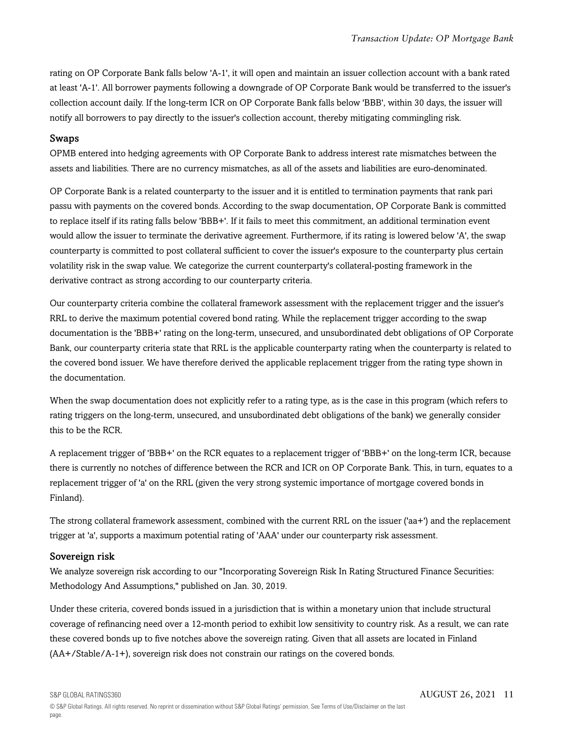rating on OP Corporate Bank falls below 'A-1', it will open and maintain an issuer collection account with a bank rated at least 'A-1'. All borrower payments following a downgrade of OP Corporate Bank would be transferred to the issuer's collection account daily. If the long-term ICR on OP Corporate Bank falls below 'BBB', within 30 days, the issuer will notify all borrowers to pay directly to the issuer's collection account, thereby mitigating commingling risk.

### Swaps

OPMB entered into hedging agreements with OP Corporate Bank to address interest rate mismatches between the assets and liabilities. There are no currency mismatches, as all of the assets and liabilities are euro-denominated.

OP Corporate Bank is a related counterparty to the issuer and it is entitled to termination payments that rank pari passu with payments on the covered bonds. According to the swap documentation, OP Corporate Bank is committed to replace itself if its rating falls below 'BBB+'. If it fails to meet this commitment, an additional termination event would allow the issuer to terminate the derivative agreement. Furthermore, if its rating is lowered below 'A', the swap counterparty is committed to post collateral sufficient to cover the issuer's exposure to the counterparty plus certain volatility risk in the swap value. We categorize the current counterparty's collateral-posting framework in the derivative contract as strong according to our counterparty criteria.

Our counterparty criteria combine the collateral framework assessment with the replacement trigger and the issuer's RRL to derive the maximum potential covered bond rating. While the replacement trigger according to the swap documentation is the 'BBB+' rating on the long-term, unsecured, and unsubordinated debt obligations of OP Corporate Bank, our counterparty criteria state that RRL is the applicable counterparty rating when the counterparty is related to the covered bond issuer. We have therefore derived the applicable replacement trigger from the rating type shown in the documentation.

When the swap documentation does not explicitly refer to a rating type, as is the case in this program (which refers to rating triggers on the long-term, unsecured, and unsubordinated debt obligations of the bank) we generally consider this to be the RCR.

A replacement trigger of 'BBB+' on the RCR equates to a replacement trigger of 'BBB+' on the long-term ICR, because there is currently no notches of difference between the RCR and ICR on OP Corporate Bank. This, in turn, equates to a replacement trigger of 'a' on the RRL (given the very strong systemic importance of mortgage covered bonds in Finland).

The strong collateral framework assessment, combined with the current RRL on the issuer ('aa+') and the replacement trigger at 'a', supports a maximum potential rating of 'AAA' under our counterparty risk assessment.

### Sovereign risk

We analyze sovereign risk according to our "Incorporating Sovereign Risk In Rating Structured Finance Securities: Methodology And Assumptions," published on Jan. 30, 2019.

Under these criteria, covered bonds issued in a jurisdiction that is within a monetary union that include structural coverage of refinancing need over a 12-month period to exhibit low sensitivity to country risk. As a result, we can rate these covered bonds up to five notches above the sovereign rating. Given that all assets are located in Finland (AA+/Stable/A-1+), sovereign risk does not constrain our ratings on the covered bonds.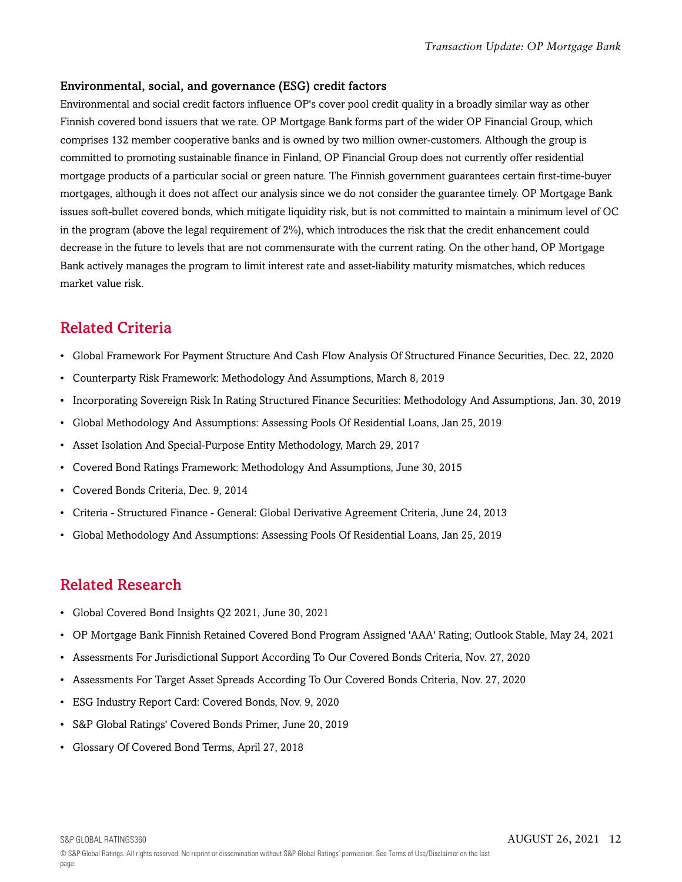### Environmental, social, and governance (ESG) credit factors

Environmental and social credit factors influence OP's cover pool credit quality in a broadly similar way as other Finnish covered bond issuers that we rate. OP Mortgage Bank forms part of the wider OP Financial Group, which comprises 132 member cooperative banks and is owned by two million owner-customers. Although the group is committed to promoting sustainable finance in Finland, OP Financial Group does not currently offer residential mortgage products of a particular social or green nature. The Finnish government guarantees certain first-time-buyer mortgages, although it does not affect our analysis since we do not consider the guarantee timely. OP Mortgage Bank issues soft-bullet covered bonds, which mitigate liquidity risk, but is not committed to maintain a minimum level of OC in the program (above the legal requirement of 2%), which introduces the risk that the credit enhancement could decrease in the future to levels that are not commensurate with the current rating. On the other hand, OP Mortgage Bank actively manages the program to limit interest rate and asset-liability maturity mismatches, which reduces market value risk.

## Related Criteria

- Global Framework For Payment Structure And Cash Flow Analysis Of Structured Finance Securities, Dec. 22, 2020
- Counterparty Risk Framework: Methodology And Assumptions, March 8, 2019
- Incorporating Sovereign Risk In Rating Structured Finance Securities: Methodology And Assumptions, Jan. 30, 2019
- Global Methodology And Assumptions: Assessing Pools Of Residential Loans, Jan 25, 2019
- Asset Isolation And Special-Purpose Entity Methodology, March 29, 2017
- Covered Bond Ratings Framework: Methodology And Assumptions, June 30, 2015
- Covered Bonds Criteria, Dec. 9, 2014
- Criteria - Structured Finance - General: Global Derivative Agreement Criteria, June 24, 2013
- Global Methodology And Assumptions: Assessing Pools Of Residential Loans, Jan 25, 2019

## Related Research

- Global Covered Bond Insights Q2 2021, June 30, 2021
- OP Mortgage Bank Finnish Retained Covered Bond Program Assigned 'AAA' Rating; Outlook Stable, May 24, 2021
- Assessments For Jurisdictional Support According To Our Covered Bonds Criteria, Nov. 27, 2020
- Assessments For Target Asset Spreads According To Our Covered Bonds Criteria, Nov. 27, 2020
- ESG Industry Report Card: Covered Bonds, Nov. 9, 2020
- S&P Global Ratings' Covered Bonds Primer, June 20, 2019
- Glossary Of Covered Bond Terms, April 27, 2018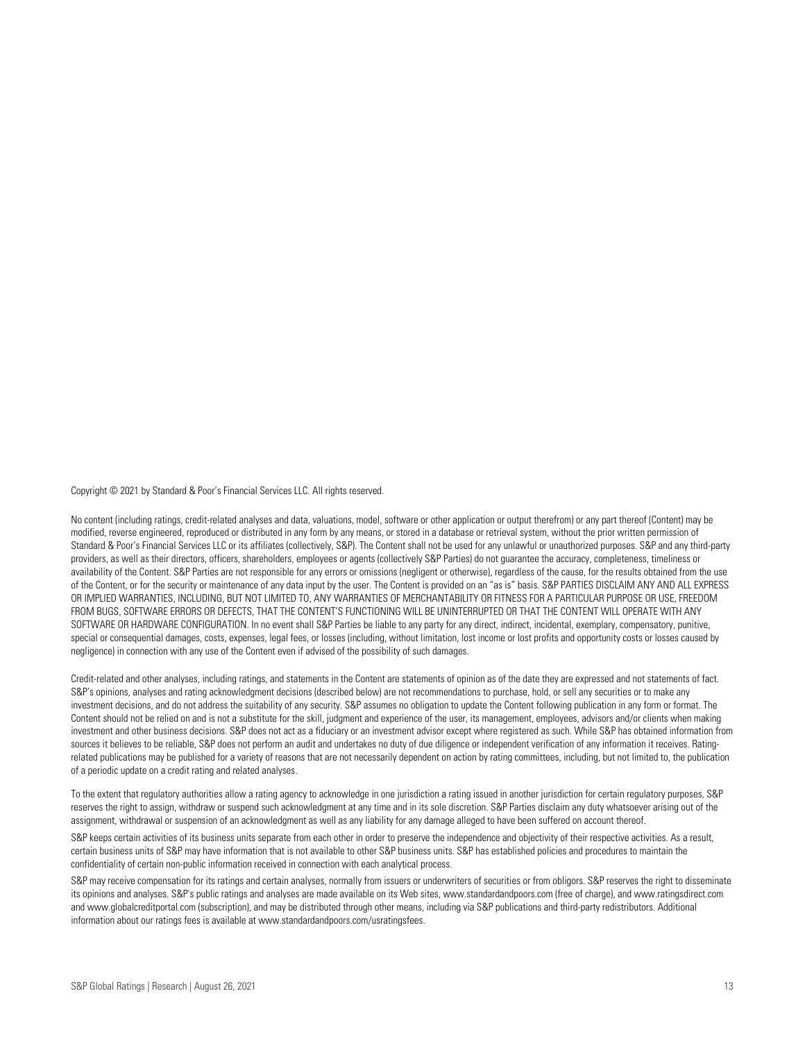Copyright © 2021 by Standard & Poor's Financial Services LLC. All rights reserved.

No content (including ratings, credit-related analyses and data, valuations, model, software or other application or output therefrom) or any part thereof (Content) may be modified, reverse engineered, reproduced or distributed in any form by any means, or stored in a database or retrieval system, without the prior written permission of Standard & Poor's Financial Services LLC or its affiliates (collectively, S&P). The Content shall not be used for any unlawful or unauthorized purposes. S&P and any third-party providers, as well as their directors, officers, shareholders, employees or agents (collectively S&P Parties) do not guarantee the accuracy, completeness, timeliness or availability of the Content. S&P Parties are not responsible for any errors or omissions (negligent or otherwise), regardless of the cause, for the results obtained from the use of the Content, or for the security or maintenance of any data input by the user. The Content is provided on an "as is" basis. S&P PARTIES DISCLAIM ANY AND ALL EXPRESS OR IMPLIED WARRANTIES, INCLUDING, BUT NOT LIMITED TO, ANY WARRANTIES OF MERCHANTABILITY OR FITNESS FOR A PARTICULAR PURPOSE OR USE, FREEDOM FROM BUGS, SOFTWARE ERRORS OR DEFECTS, THAT THE CONTENT'S FUNCTIONING WILL BE UNINTERRUPTED OR THAT THE CONTENT WILL OPERATE WITH ANY SOFTWARE OR HARDWARE CONFIGURATION. In no event shall S&P Parties be liable to any party for any direct, indirect, incidental, exemplary, compensatory, punitive, special or consequential damages, costs, expenses, legal fees, or losses (including, without limitation, lost income or lost profits and opportunity costs or losses caused by negligence) in connection with any use of the Content even if advised of the possibility of such damages.

Credit-related and other analyses, including ratings, and statements in the Content are statements of opinion as of the date they are expressed and not statements of fact. S&P's opinions, analyses and rating acknowledgment decisions (described below) are not recommendations to purchase, hold, or sell any securities or to make any investment decisions, and do not address the suitability of any security. S&P assumes no obligation to update the Content following publication in any form or format. The Content should not be relied on and is not a substitute for the skill, judgment and experience of the user, its management, employees, advisors and/or clients when making investment and other business decisions. S&P does not act as a fiduciary or an investment advisor except where registered as such. While S&P has obtained information from sources it believes to be reliable, S&P does not perform an audit and undertakes no duty of due diligence or independent verification of any information it receives. Rating-related publications may be published for a variety of reasons that are not necessarily dependent on action by rating committees, including, but not limited to, the publication of a periodic update on a credit rating and related analyses.

To the extent that regulatory authorities allow a rating agency to acknowledge in one jurisdiction a rating issued in another jurisdiction for certain regulatory purposes, S&P reserves the right to assign, withdraw or suspend such acknowledgment at any time and in its sole discretion. S&P Parties disclaim any duty whatsoever arising out of the assignment, withdrawal or suspension of an acknowledgment as well as any liability for any damage alleged to have been suffered on account thereof.

S&P keeps certain activities of its business units separate from each other in order to preserve the independence and objectivity of their respective activities. As a result, certain business units of S&P may have information that is not available to other S&P business units. S&P has established policies and procedures to maintain the confidentiality of certain non-public information received in connection with each analytical process.

S&P may receive compensation for its ratings and certain analyses, normally from issuers or underwriters of securities or from obligors. S&P reserves the right to disseminate its opinions and analyses. S&P's public ratings and analyses are made available on its Web sites, www.standardandpoors.com (free of charge), and www.ratingsdirect.com and www.globalcreditportal.com (subscription), and may be distributed through other means, including via S&P publications and third-party redistributors. Additional information about our ratings fees is available at www.standardandpoors.com/usratingsfees.